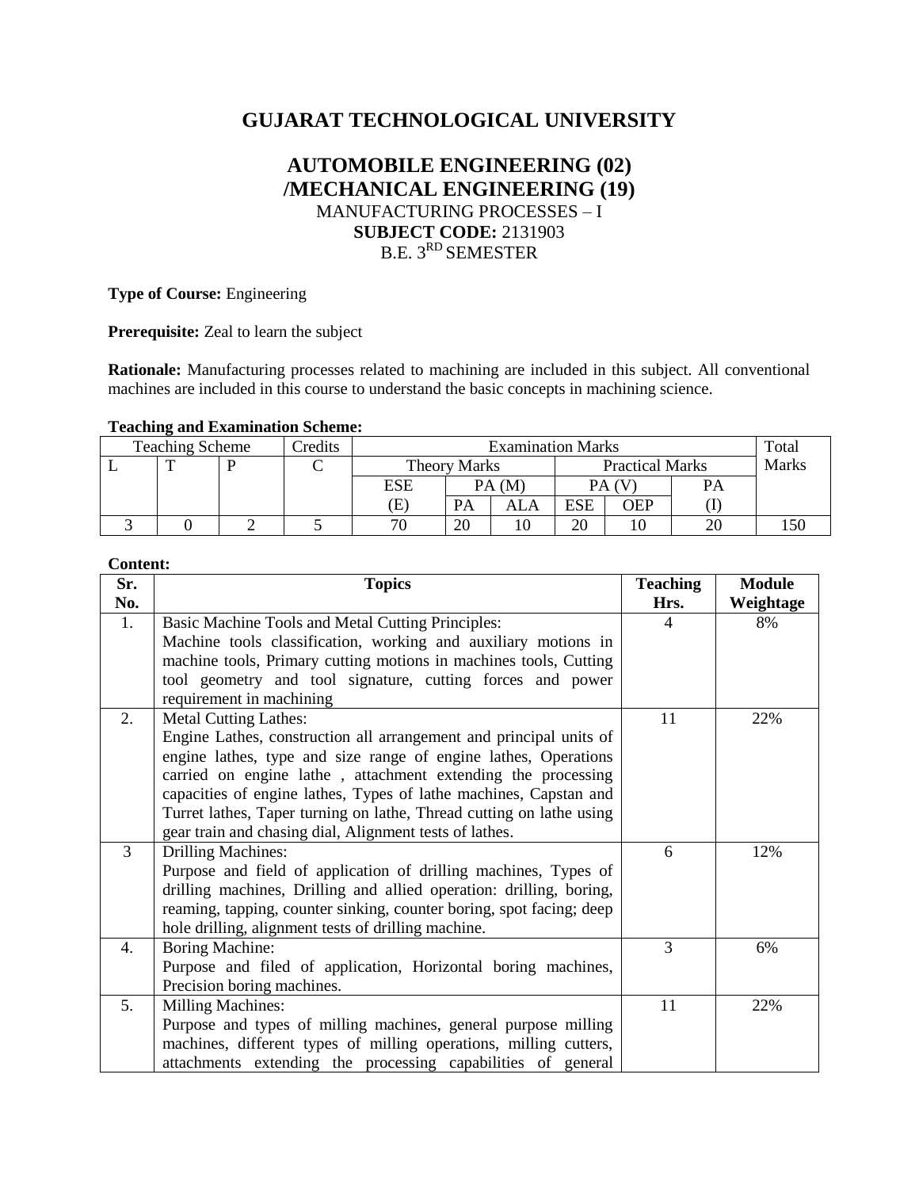# GUJARAT TECHNOLOGICAL UNIVERSITY

## AUTOMOBILE ENGINEERING (02) /MECHANICAL ENGINEERING (19)

MANUFACTURING PROCESSES – I
**SUBJECT CODE:** 2131903
B.E. 3[RD] SEMESTER

**Type of Course:** Engineering

**Prerequisite:** Zeal to learn the subject

**Rationale:** Manufacturing processes related to machining are included in this subject. All conventional machines are included in this course to understand the basic concepts in machining science.

**Teaching and Examination Scheme:**

| Teaching Scheme | | | Credits | Examination Marks | | | | | | Total Marks |
|---|---|---|---|---|---|---|---|---|---|---|
| L | T | P | C | Theory Marks | | | Practical Marks | | | |
| | | | | ESE (E) | PA (M) | | PA (V) | | PA (I) | |
| | | | | | PA | ALA | ESE | OEP | | |
| 3 | 0 | 2 | 5 | 70 | 20 | 10 | 20 | 10 | 20 | 150 |

**Content:**

| Sr. No. | Topics | Teaching Hrs. | Module Weightage |
|---|---|---|---|
| 1. | Basic Machine Tools and Metal Cutting Principles: Machine tools classification, working and auxiliary motions in machine tools, Primary cutting motions in machines tools, Cutting tool geometry and tool signature, cutting forces and power requirement in machining | 4 | 8% |
| 2. | Metal Cutting Lathes: Engine Lathes, construction all arrangement and principal units of engine lathes, type and size range of engine lathes, Operations carried on engine lathe , attachment extending the processing capacities of engine lathes, Types of lathe machines, Capstan and Turret lathes, Taper turning on lathe, Thread cutting on lathe using gear train and chasing dial, Alignment tests of lathes. | 11 | 22% |
| 3 | Drilling Machines: Purpose and field of application of drilling machines, Types of drilling machines, Drilling and allied operation: drilling, boring, reaming, tapping, counter sinking, counter boring, spot facing; deep hole drilling, alignment tests of drilling machine. | 6 | 12% |
| 4. | Boring Machine: Purpose and filed of application, Horizontal boring machines, Precision boring machines. | 3 | 6% |
| 5. | Milling Machines: Purpose and types of milling machines, general purpose milling machines, different types of milling operations, milling cutters, attachments extending the processing capabilities of general | 11 | 22% |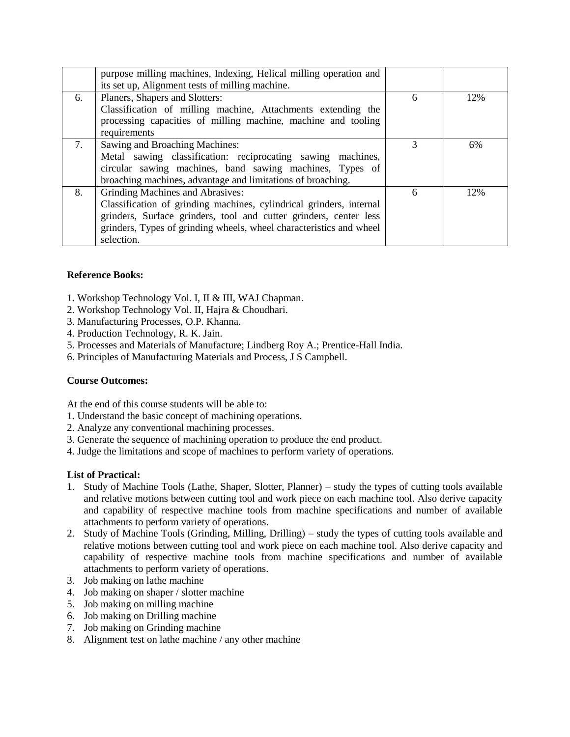|  |  |  |  |
| --- | --- | --- | --- |
|  | purpose milling machines, Indexing, Helical milling operation and its set up, Alignment tests of milling machine. |  |  |
| 6. | Planers, Shapers and Slotters:<br>Classification of milling machine, Attachments extending the processing capacities of milling machine, machine and tooling requirements | 6 | 12% |
| 7. | Sawing and Broaching Machines:<br>Metal sawing classification: reciprocating sawing machines, circular sawing machines, band sawing machines, Types of broaching machines, advantage and limitations of broaching. | 3 | 6% |
| 8. | Grinding Machines and Abrasives:<br>Classification of grinding machines, cylindrical grinders, internal grinders, Surface grinders, tool and cutter grinders, center less grinders, Types of grinding wheels, wheel characteristics and wheel selection. | 6 | 12% |

**Reference Books:**

1. Workshop Technology Vol. I, II & III, WAJ Chapman.
2. Workshop Technology Vol. II, Hajra & Choudhari.
3. Manufacturing Processes, O.P. Khanna.
4. Production Technology, R. K. Jain.
5. Processes and Materials of Manufacture; Lindberg Roy A.; Prentice-Hall India.
6. Principles of Manufacturing Materials and Process, J S Campbell.

**Course Outcomes:**

At the end of this course students will be able to:

1. Understand the basic concept of machining operations.
2. Analyze any conventional machining processes.
3. Generate the sequence of machining operation to produce the end product.
4. Judge the limitations and scope of machines to perform variety of operations.

**List of Practical:**

1. Study of Machine Tools (Lathe, Shaper, Slotter, Planner) – study the types of cutting tools available and relative motions between cutting tool and work piece on each machine tool. Also derive capacity and capability of respective machine tools from machine specifications and number of available attachments to perform variety of operations.
2. Study of Machine Tools (Grinding, Milling, Drilling) – study the types of cutting tools available and relative motions between cutting tool and work piece on each machine tool. Also derive capacity and capability of respective machine tools from machine specifications and number of available attachments to perform variety of operations.
3. Job making on lathe machine
4. Job making on shaper / slotter machine
5. Job making on milling machine
6. Job making on Drilling machine
7. Job making on Grinding machine
8. Alignment test on lathe machine / any other machine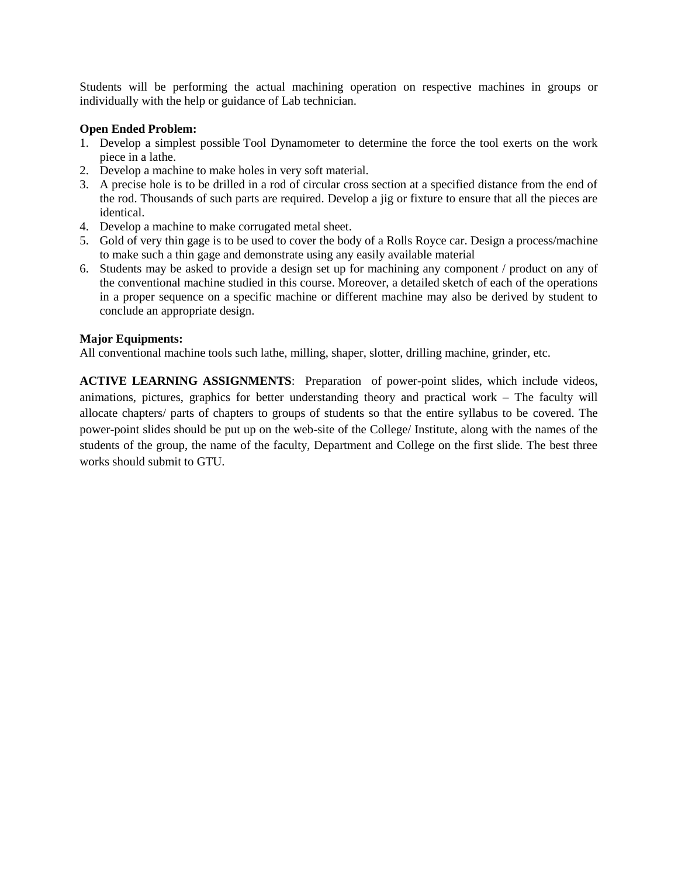Students will be performing the actual machining operation on respective machines in groups or individually with the help or guidance of Lab technician.

**Open Ended Problem:**

1. Develop a simplest possible Tool Dynamometer to determine the force the tool exerts on the work piece in a lathe.
2. Develop a machine to make holes in very soft material.
3. A precise hole is to be drilled in a rod of circular cross section at a specified distance from the end of the rod. Thousands of such parts are required. Develop a jig or fixture to ensure that all the pieces are identical.
4. Develop a machine to make corrugated metal sheet.
5. Gold of very thin gage is to be used to cover the body of a Rolls Royce car. Design a process/machine to make such a thin gage and demonstrate using any easily available material
6. Students may be asked to provide a design set up for machining any component / product on any of the conventional machine studied in this course. Moreover, a detailed sketch of each of the operations in a proper sequence on a specific machine or different machine may also be derived by student to conclude an appropriate design.

**Major Equipments:**

All conventional machine tools such lathe, milling, shaper, slotter, drilling machine, grinder, etc.

**ACTIVE LEARNING ASSIGNMENTS**: Preparation of power-point slides, which include videos, animations, pictures, graphics for better understanding theory and practical work – The faculty will allocate chapters/ parts of chapters to groups of students so that the entire syllabus to be covered. The power-point slides should be put up on the web-site of the College/ Institute, along with the names of the students of the group, the name of the faculty, Department and College on the first slide. The best three works should submit to GTU.